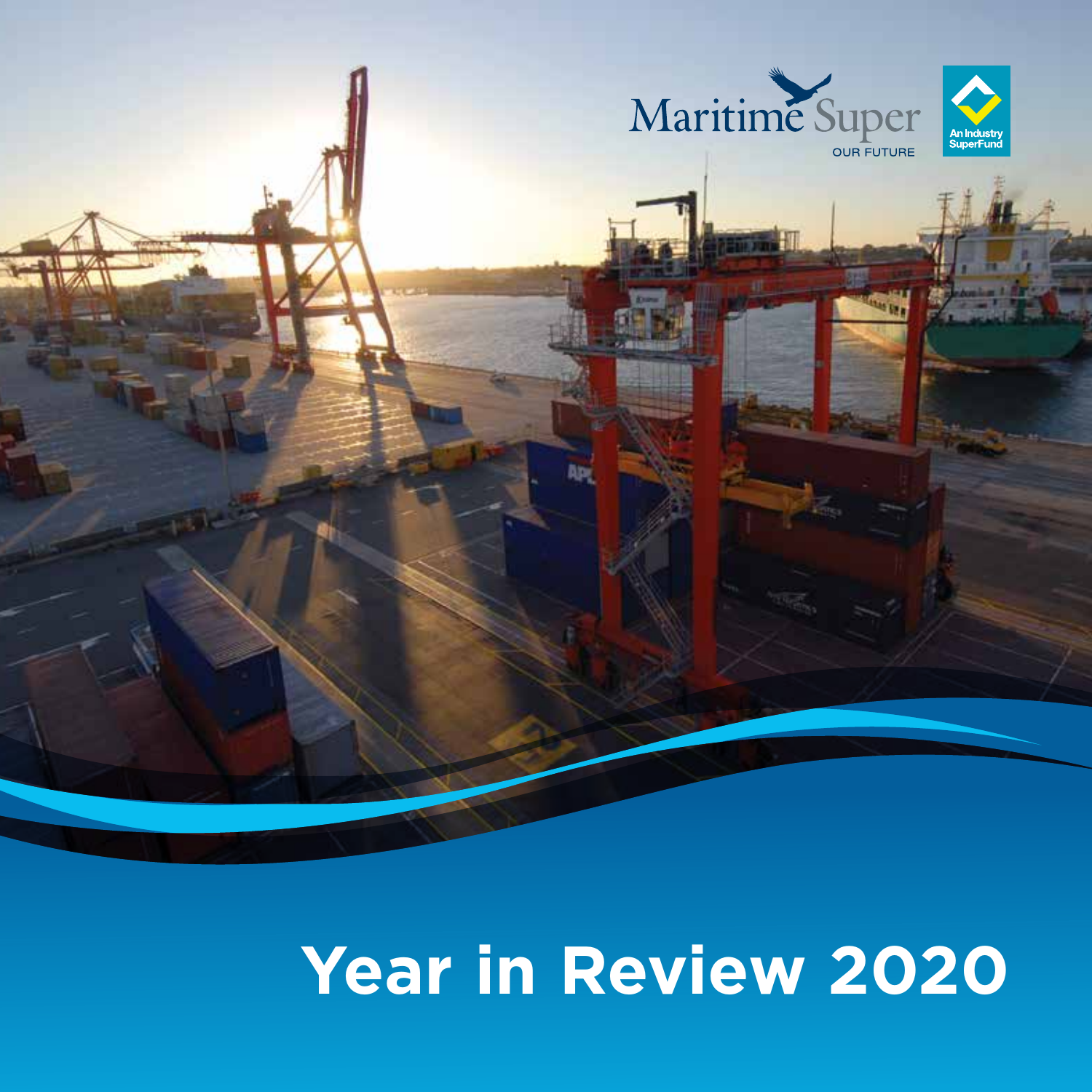Maritime Super

OUR FUTURE

An Industry SuperFund

# Year in Review 2020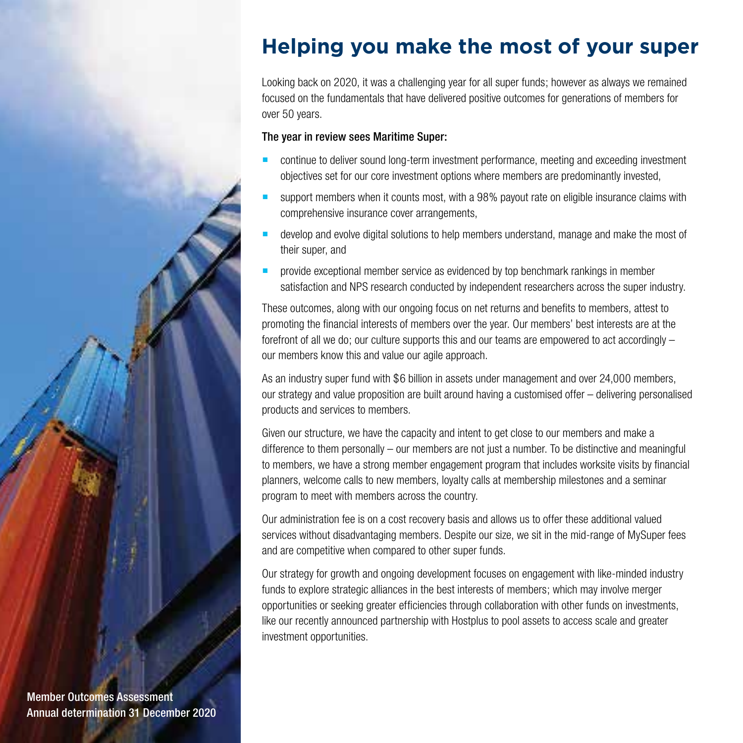# Helping you make the most of your super

Looking back on 2020, it was a challenging year for all super funds; however as always we remained focused on the fundamentals that have delivered positive outcomes for generations of members for over 50 years.

**The year in review sees Maritime Super:**

- continue to deliver sound long-term investment performance, meeting and exceeding investment objectives set for our core investment options where members are predominantly invested,
- support members when it counts most, with a 98% payout rate on eligible insurance claims with comprehensive insurance cover arrangements,
- develop and evolve digital solutions to help members understand, manage and make the most of their super, and
- provide exceptional member service as evidenced by top benchmark rankings in member satisfaction and NPS research conducted by independent researchers across the super industry.

These outcomes, along with our ongoing focus on net returns and benefits to members, attest to promoting the financial interests of members over the year. Our members' best interests are at the forefront of all we do; our culture supports this and our teams are empowered to act accordingly – our members know this and value our agile approach.

As an industry super fund with $6 billion in assets under management and over 24,000 members, our strategy and value proposition are built around having a customised offer – delivering personalised products and services to members.

Given our structure, we have the capacity and intent to get close to our members and make a difference to them personally – our members are not just a number. To be distinctive and meaningful to members, we have a strong member engagement program that includes worksite visits by financial planners, welcome calls to new members, loyalty calls at membership milestones and a seminar program to meet with members across the country.

Our administration fee is on a cost recovery basis and allows us to offer these additional valued services without disadvantaging members. Despite our size, we sit in the mid-range of MySuper fees and are competitive when compared to other super funds.

Our strategy for growth and ongoing development focuses on engagement with like-minded industry funds to explore strategic alliances in the best interests of members; which may involve merger opportunities or seeking greater efficiencies through collaboration with other funds on investments, like our recently announced partnership with Hostplus to pool assets to access scale and greater investment opportunities.

Member Outcomes Assessment
Annual determination 31 December 2020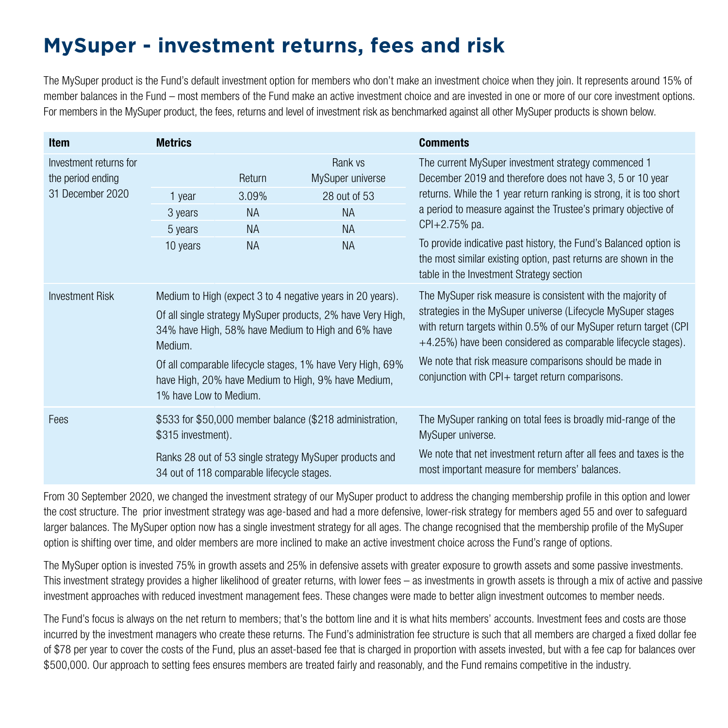# MySuper - investment returns, fees and risk

The MySuper product is the Fund's default investment option for members who don't make an investment choice when they join. It represents around 15% of member balances in the Fund – most members of the Fund make an active investment choice and are invested in one or more of our core investment options. For members in the MySuper product, the fees, returns and level of investment risk as benchmarked against all other MySuper products is shown below.

| Item | Metrics | Comments |
|---|---|---|
| Investment returns for the period ending 31 December 2020 | Period / Return / Rank vs MySuper universe:<br>1 year: 3.09%, 28 out of 53<br>3 years: NA, NA<br>5 years: NA, NA<br>10 years: NA, NA | The current MySuper investment strategy commenced 1 December 2019 and therefore does not have 3, 5 or 10 year returns. While the 1 year return ranking is strong, it is too short a period to measure against the Trustee's primary objective of CPI+2.75% pa.<br><br>To provide indicative past history, the Fund's Balanced option is the most similar existing option, past returns are shown in the table in the Investment Strategy section |
| Investment Risk | Medium to High (expect 3 to 4 negative years in 20 years).<br><br>Of all single strategy MySuper products, 2% have Very High, 34% have High, 58% have Medium to High and 6% have Medium.<br><br>Of all comparable lifecycle stages, 1% have Very High, 69% have High, 20% have Medium to High, 9% have Medium, 1% have Low to Medium. | The MySuper risk measure is consistent with the majority of strategies in the MySuper universe (Lifecycle MySuper stages with return targets within 0.5% of our MySuper return target (CPI +4.25%) have been considered as comparable lifecycle stages).<br><br>We note that risk measure comparisons should be made in conjunction with CPI+ target return comparisons. |
| Fees | $533 for $50,000 member balance ($218 administration, $315 investment).<br><br>Ranks 28 out of 53 single strategy MySuper products and 34 out of 118 comparable lifecycle stages. | The MySuper ranking on total fees is broadly mid-range of the MySuper universe.<br><br>We note that net investment return after all fees and taxes is the most important measure for members' balances. |

From 30 September 2020, we changed the investment strategy of our MySuper product to address the changing membership profile in this option and lower the cost structure. The prior investment strategy was age-based and had a more defensive, lower-risk strategy for members aged 55 and over to safeguard larger balances. The MySuper option now has a single investment strategy for all ages. The change recognised that the membership profile of the MySuper option is shifting over time, and older members are more inclined to make an active investment choice across the Fund's range of options.

The MySuper option is invested 75% in growth assets and 25% in defensive assets with greater exposure to growth assets and some passive investments. This investment strategy provides a higher likelihood of greater returns, with lower fees – as investments in growth assets is through a mix of active and passive investment approaches with reduced investment management fees. These changes were made to better align investment outcomes to member needs.

The Fund's focus is always on the net return to members; that's the bottom line and it is what hits members' accounts. Investment fees and costs are those incurred by the investment managers who create these returns. The Fund's administration fee structure is such that all members are charged a fixed dollar fee of $78 per year to cover the costs of the Fund, plus an asset-based fee that is charged in proportion with assets invested, but with a fee cap for balances over $500,000. Our approach to setting fees ensures members are treated fairly and reasonably, and the Fund remains competitive in the industry.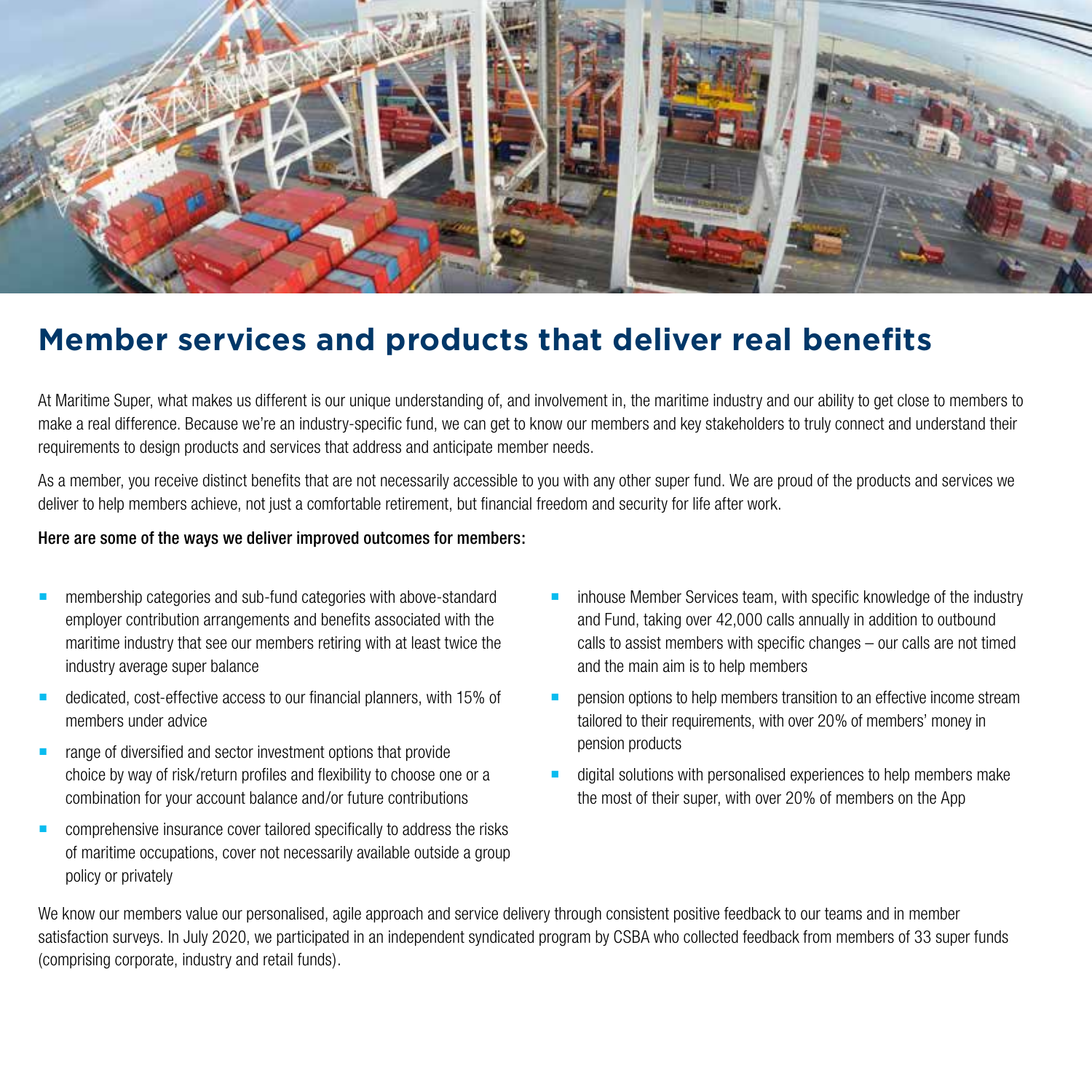# Member services and products that deliver real benefits

At Maritime Super, what makes us different is our unique understanding of, and involvement in, the maritime industry and our ability to get close to members to make a real difference. Because we're an industry-specific fund, we can get to know our members and key stakeholders to truly connect and understand their requirements to design products and services that address and anticipate member needs.

As a member, you receive distinct benefits that are not necessarily accessible to you with any other super fund. We are proud of the products and services we deliver to help members achieve, not just a comfortable retirement, but financial freedom and security for life after work.

**Here are some of the ways we deliver improved outcomes for members:**

- membership categories and sub-fund categories with above-standard employer contribution arrangements and benefits associated with the maritime industry that see our members retiring with at least twice the industry average super balance
- dedicated, cost-effective access to our financial planners, with 15% of members under advice
- range of diversified and sector investment options that provide choice by way of risk/return profiles and flexibility to choose one or a combination for your account balance and/or future contributions
- comprehensive insurance cover tailored specifically to address the risks of maritime occupations, cover not necessarily available outside a group policy or privately
- inhouse Member Services team, with specific knowledge of the industry and Fund, taking over 42,000 calls annually in addition to outbound calls to assist members with specific changes – our calls are not timed and the main aim is to help members
- pension options to help members transition to an effective income stream tailored to their requirements, with over 20% of members' money in pension products
- digital solutions with personalised experiences to help members make the most of their super, with over 20% of members on the App

We know our members value our personalised, agile approach and service delivery through consistent positive feedback to our teams and in member satisfaction surveys. In July 2020, we participated in an independent syndicated program by CSBA who collected feedback from members of 33 super funds (comprising corporate, industry and retail funds).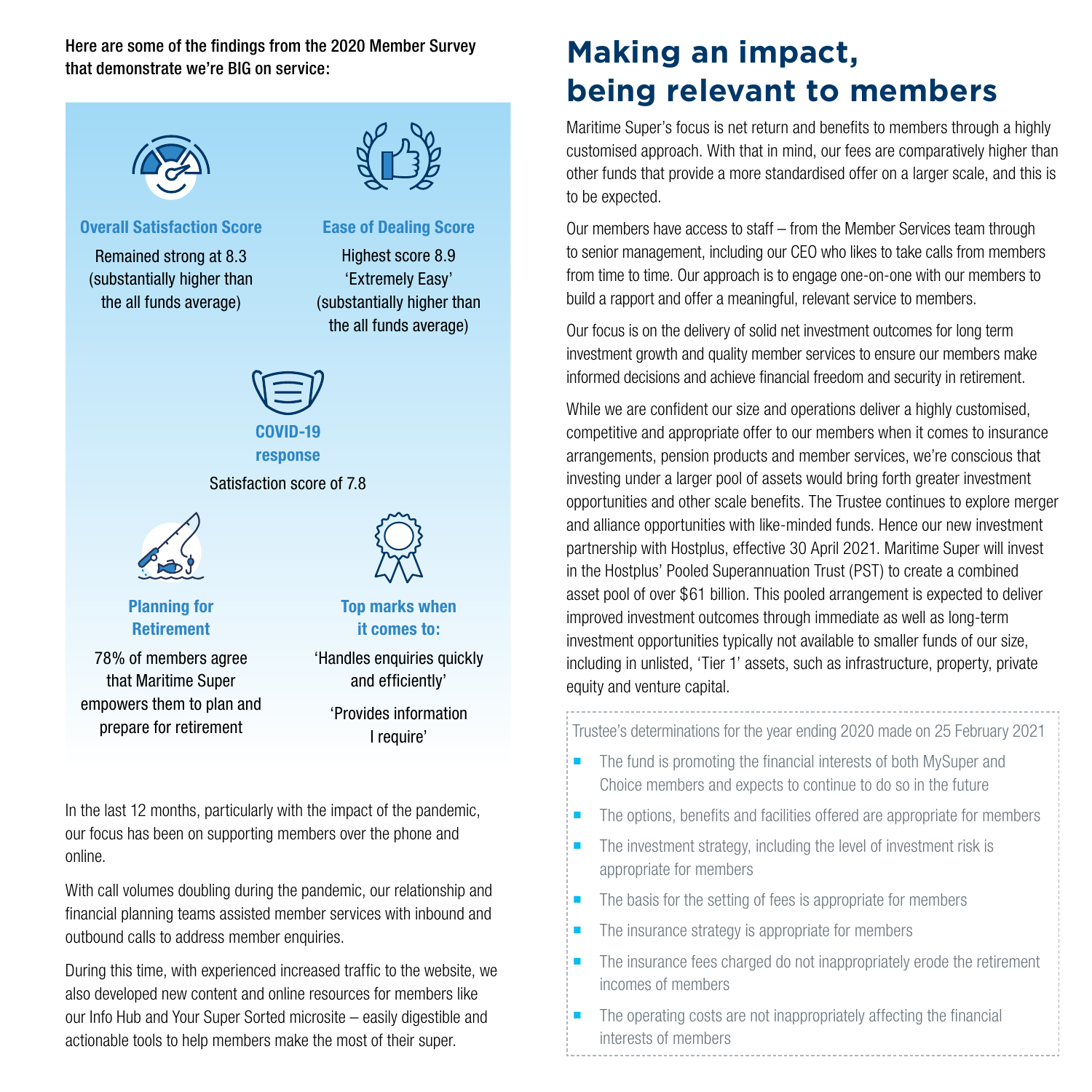**Here are some of the findings from the 2020 Member Survey that demonstrate we're BIG on service:**

**Overall Satisfaction Score**

Remained strong at 8.3 (substantially higher than the all funds average)

**Ease of Dealing Score**

Highest score 8.9 'Extremely Easy' (substantially higher than the all funds average)

**COVID-19 response**

Satisfaction score of 7.8

**Planning for Retirement**

78% of members agree that Maritime Super empowers them to plan and prepare for retirement

**Top marks when it comes to:**

'Handles enquiries quickly and efficiently'

'Provides information I require'

In the last 12 months, particularly with the impact of the pandemic, our focus has been on supporting members over the phone and online.

With call volumes doubling during the pandemic, our relationship and financial planning teams assisted member services with inbound and outbound calls to address member enquiries.

During this time, with experienced increased traffic to the website, we also developed new content and online resources for members like our Info Hub and Your Super Sorted microsite – easily digestible and actionable tools to help members make the most of their super.

# Making an impact, being relevant to members

Maritime Super's focus is net return and benefits to members through a highly customised approach. With that in mind, our fees are comparatively higher than other funds that provide a more standardised offer on a larger scale, and this is to be expected.

Our members have access to staff – from the Member Services team through to senior management, including our CEO who likes to take calls from members from time to time. Our approach is to engage one-on-one with our members to build a rapport and offer a meaningful, relevant service to members.

Our focus is on the delivery of solid net investment outcomes for long term investment growth and quality member services to ensure our members make informed decisions and achieve financial freedom and security in retirement.

While we are confident our size and operations deliver a highly customised, competitive and appropriate offer to our members when it comes to insurance arrangements, pension products and member services, we're conscious that investing under a larger pool of assets would bring forth greater investment opportunities and other scale benefits. The Trustee continues to explore merger and alliance opportunities with like-minded funds. Hence our new investment partnership with Hostplus, effective 30 April 2021. Maritime Super will invest in the Hostplus' Pooled Superannuation Trust (PST) to create a combined asset pool of over $61 billion. This pooled arrangement is expected to deliver improved investment outcomes through immediate as well as long-term investment opportunities typically not available to smaller funds of our size, including in unlisted, 'Tier 1' assets, such as infrastructure, property, private equity and venture capital.

Trustee's determinations for the year ending 2020 made on 25 February 2021

- The fund is promoting the financial interests of both MySuper and Choice members and expects to continue to do so in the future
- The options, benefits and facilities offered are appropriate for members
- The investment strategy, including the level of investment risk is appropriate for members
- The basis for the setting of fees is appropriate for members
- The insurance strategy is appropriate for members
- The insurance fees charged do not inappropriately erode the retirement incomes of members
- The operating costs are not inappropriately affecting the financial interests of members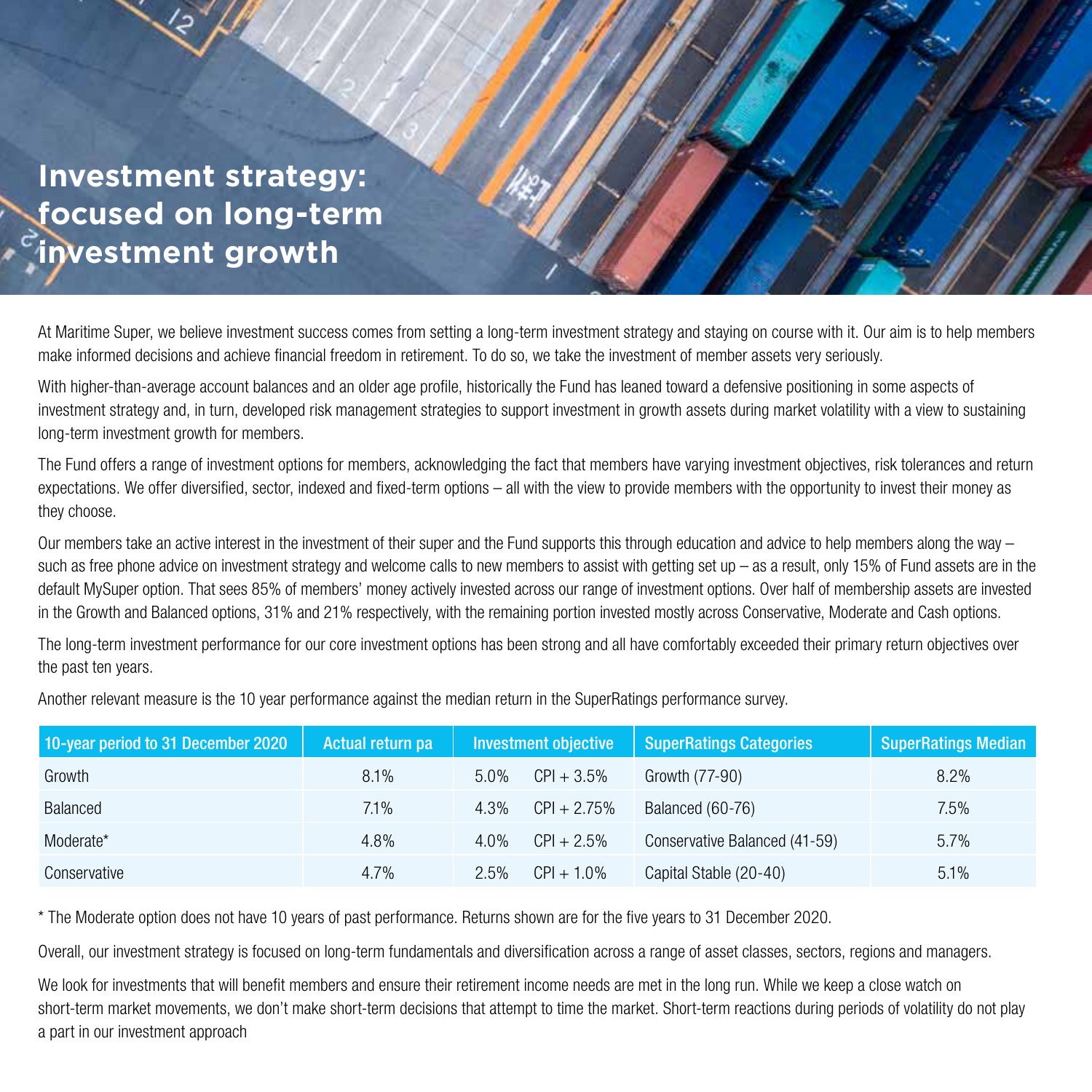# Investment strategy: focused on long-term investment growth

At Maritime Super, we believe investment success comes from setting a long-term investment strategy and staying on course with it. Our aim is to help members make informed decisions and achieve financial freedom in retirement. To do so, we take the investment of member assets very seriously.

With higher-than-average account balances and an older age profile, historically the Fund has leaned toward a defensive positioning in some aspects of investment strategy and, in turn, developed risk management strategies to support investment in growth assets during market volatility with a view to sustaining long-term investment growth for members.

The Fund offers a range of investment options for members, acknowledging the fact that members have varying investment objectives, risk tolerances and return expectations. We offer diversified, sector, indexed and fixed-term options – all with the view to provide members with the opportunity to invest their money as they choose.

Our members take an active interest in the investment of their super and the Fund supports this through education and advice to help members along the way – such as free phone advice on investment strategy and welcome calls to new members to assist with getting set up – as a result, only 15% of Fund assets are in the default MySuper option. That sees 85% of members' money actively invested across our range of investment options. Over half of membership assets are invested in the Growth and Balanced options, 31% and 21% respectively, with the remaining portion invested mostly across Conservative, Moderate and Cash options.

The long-term investment performance for our core investment options has been strong and all have comfortably exceeded their primary return objectives over the past ten years.

Another relevant measure is the 10 year performance against the median return in the SuperRatings performance survey.

| 10-year period to 31 December 2020 | Actual return pa | Investment objective | | SuperRatings Categories | SuperRatings Median |
|---|---|---|---|---|---|
| Growth | 8.1% | 5.0% | CPI + 3.5% | Growth (77-90) | 8.2% |
| Balanced | 7.1% | 4.3% | CPI + 2.75% | Balanced (60-76) | 7.5% |
| Moderate* | 4.8% | 4.0% | CPI + 2.5% | Conservative Balanced (41-59) | 5.7% |
| Conservative | 4.7% | 2.5% | CPI + 1.0% | Capital Stable (20-40) | 5.1% |

* The Moderate option does not have 10 years of past performance. Returns shown are for the five years to 31 December 2020.

Overall, our investment strategy is focused on long-term fundamentals and diversification across a range of asset classes, sectors, regions and managers.

We look for investments that will benefit members and ensure their retirement income needs are met in the long run. While we keep a close watch on short-term market movements, we don't make short-term decisions that attempt to time the market. Short-term reactions during periods of volatility do not play a part in our investment approach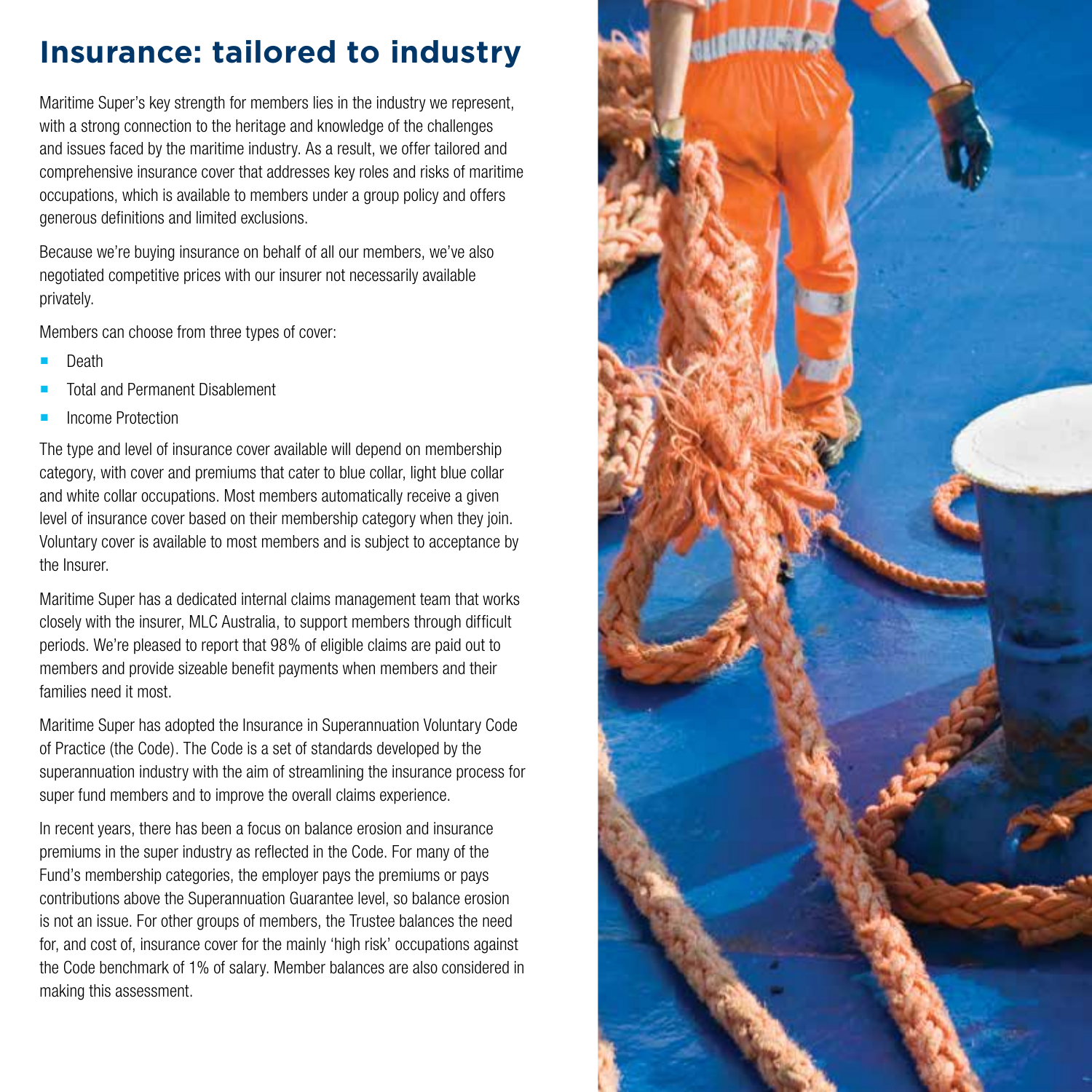# Insurance: tailored to industry

Maritime Super's key strength for members lies in the industry we represent, with a strong connection to the heritage and knowledge of the challenges and issues faced by the maritime industry. As a result, we offer tailored and comprehensive insurance cover that addresses key roles and risks of maritime occupations, which is available to members under a group policy and offers generous definitions and limited exclusions.

Because we're buying insurance on behalf of all our members, we've also negotiated competitive prices with our insurer not necessarily available privately.

Members can choose from three types of cover:

- Death
- Total and Permanent Disablement
- Income Protection

The type and level of insurance cover available will depend on membership category, with cover and premiums that cater to blue collar, light blue collar and white collar occupations. Most members automatically receive a given level of insurance cover based on their membership category when they join. Voluntary cover is available to most members and is subject to acceptance by the Insurer.

Maritime Super has a dedicated internal claims management team that works closely with the insurer, MLC Australia, to support members through difficult periods. We're pleased to report that 98% of eligible claims are paid out to members and provide sizeable benefit payments when members and their families need it most.

Maritime Super has adopted the Insurance in Superannuation Voluntary Code of Practice (the Code). The Code is a set of standards developed by the superannuation industry with the aim of streamlining the insurance process for super fund members and to improve the overall claims experience.

In recent years, there has been a focus on balance erosion and insurance premiums in the super industry as reflected in the Code. For many of the Fund's membership categories, the employer pays the premiums or pays contributions above the Superannuation Guarantee level, so balance erosion is not an issue. For other groups of members, the Trustee balances the need for, and cost of, insurance cover for the mainly 'high risk' occupations against the Code benchmark of 1% of salary. Member balances are also considered in making this assessment.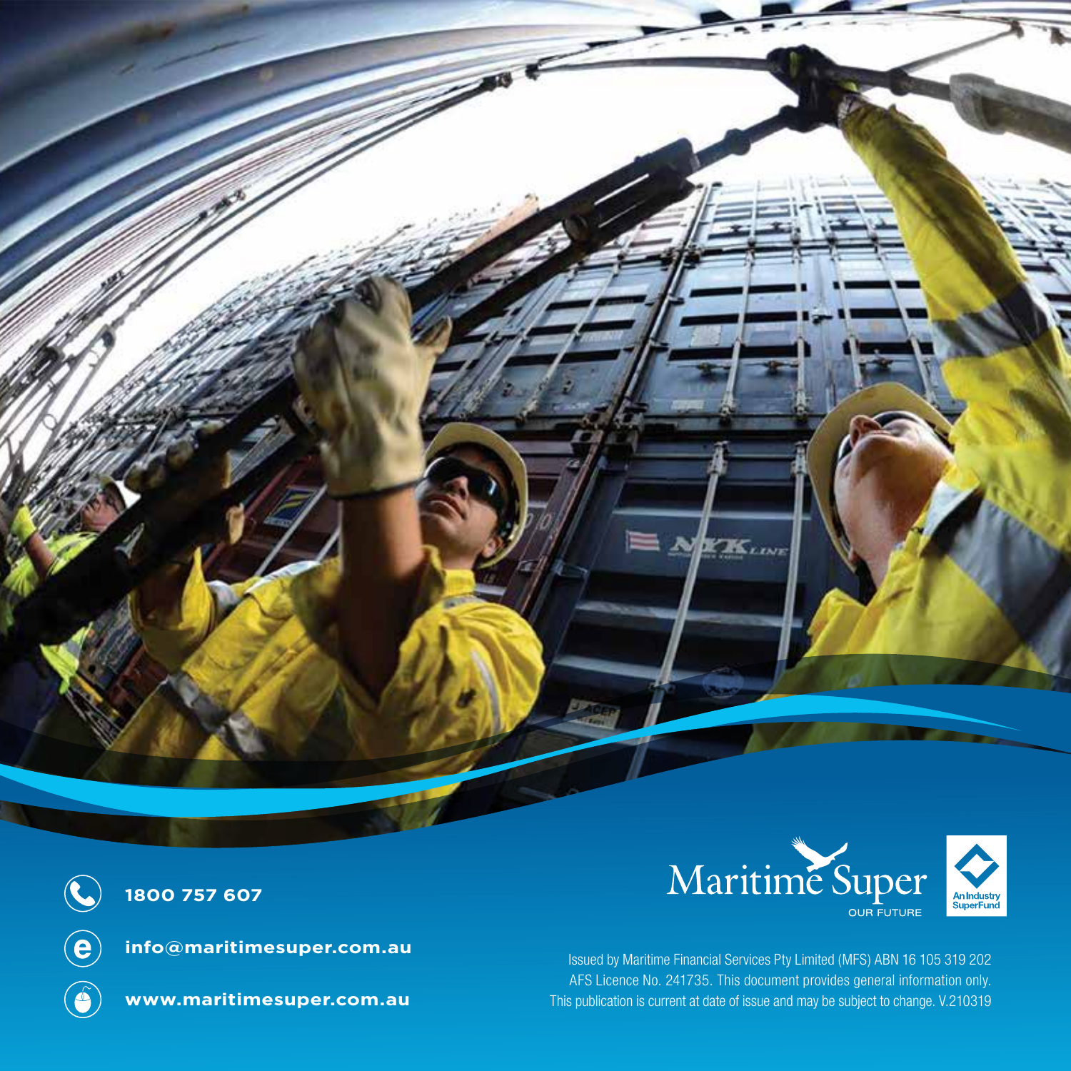1800 757 607

info@maritimesuper.com.au

www.maritimesuper.com.au

Maritime Super
OUR FUTURE

An Industry SuperFund

Issued by Maritime Financial Services Pty Limited (MFS) ABN 16 105 319 202 AFS Licence No. 241735. This document provides general information only. This publication is current at date of issue and may be subject to change. V.210319